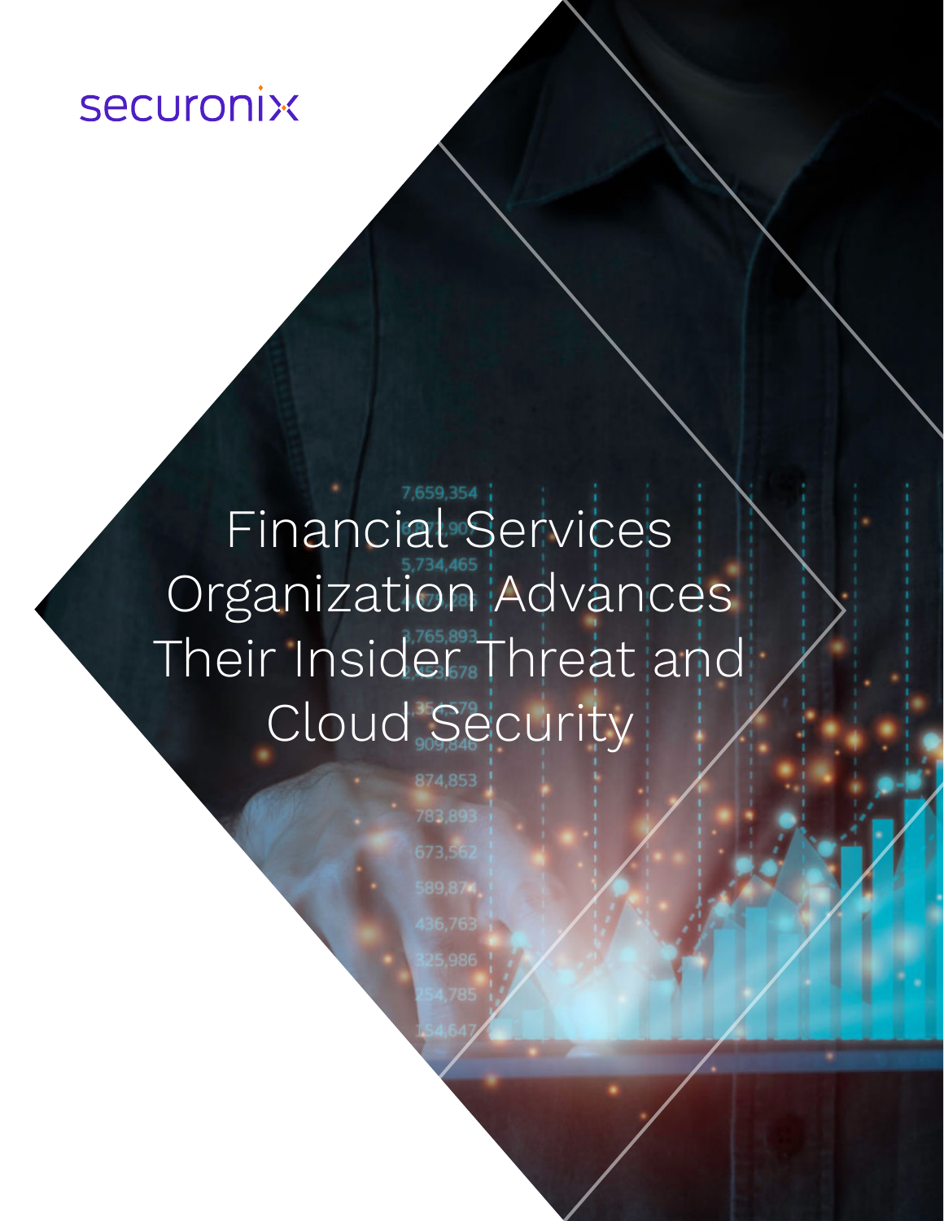securonix

# Financial Services Organization Advances Their Insider Threat and Cloud Security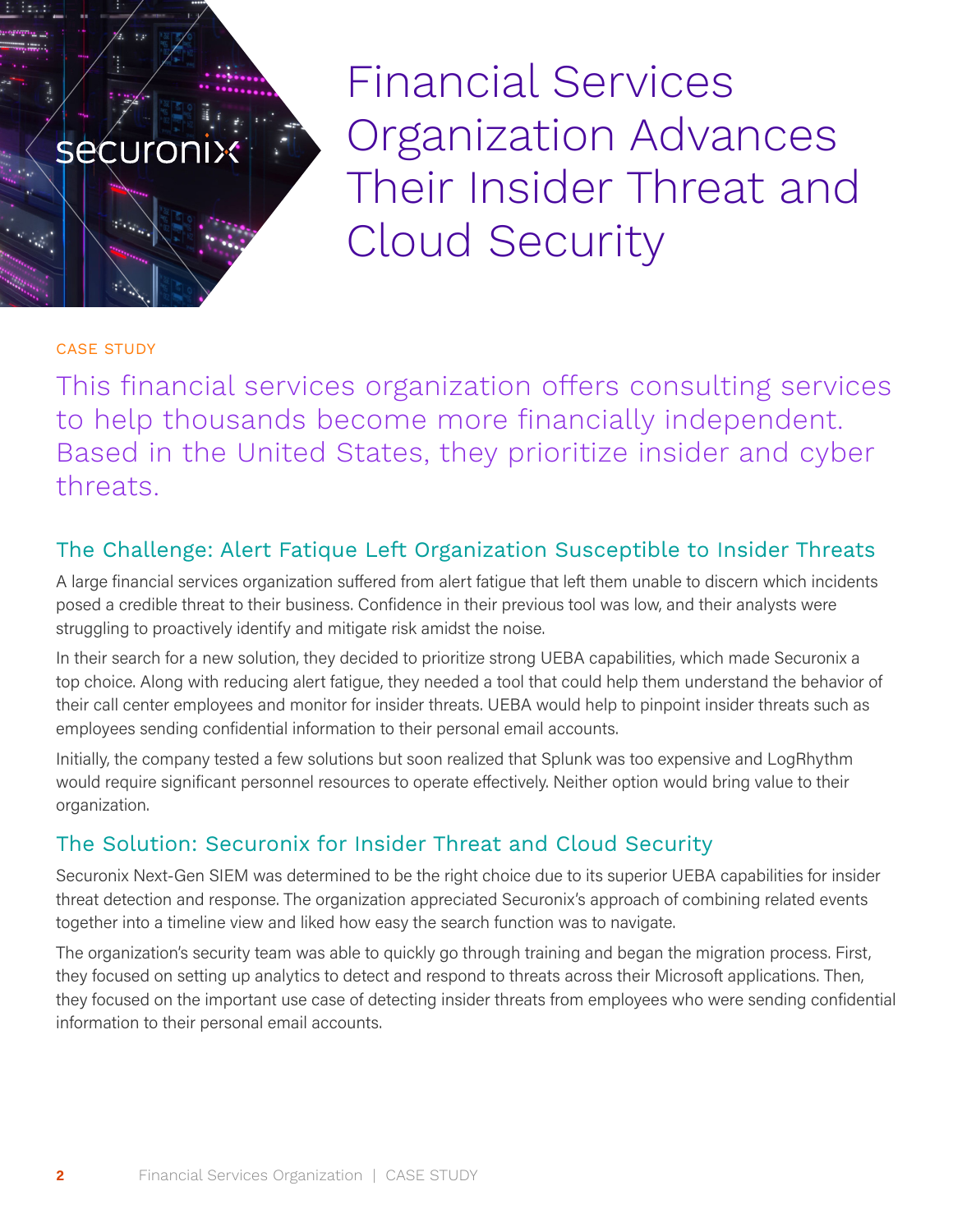# Financial Services Organization Advances Their Insider Threat and Cloud Security

CASE STUDY

This financial services organization offers consulting services to help thousands become more financially independent. Based in the United States, they prioritize insider and cyber threats.

## The Challenge: Alert Fatique Left Organization Susceptible to Insider Threats

A large financial services organization suffered from alert fatigue that left them unable to discern which incidents posed a credible threat to their business. Confidence in their previous tool was low, and their analysts were struggling to proactively identify and mitigate risk amidst the noise.

In their search for a new solution, they decided to prioritize strong UEBA capabilities, which made Securonix a top choice. Along with reducing alert fatigue, they needed a tool that could help them understand the behavior of their call center employees and monitor for insider threats. UEBA would help to pinpoint insider threats such as employees sending confidential information to their personal email accounts.

Initially, the company tested a few solutions but soon realized that Splunk was too expensive and LogRhythm would require significant personnel resources to operate effectively. Neither option would bring value to their organization.

## The Solution: Securonix for Insider Threat and Cloud Security

Securonix Next-Gen SIEM was determined to be the right choice due to its superior UEBA capabilities for insider threat detection and response. The organization appreciated Securonix's approach of combining related events together into a timeline view and liked how easy the search function was to navigate.

The organization's security team was able to quickly go through training and began the migration process. First, they focused on setting up analytics to detect and respond to threats across their Microsoft applications. Then, they focused on the important use case of detecting insider threats from employees who were sending confidential information to their personal email accounts.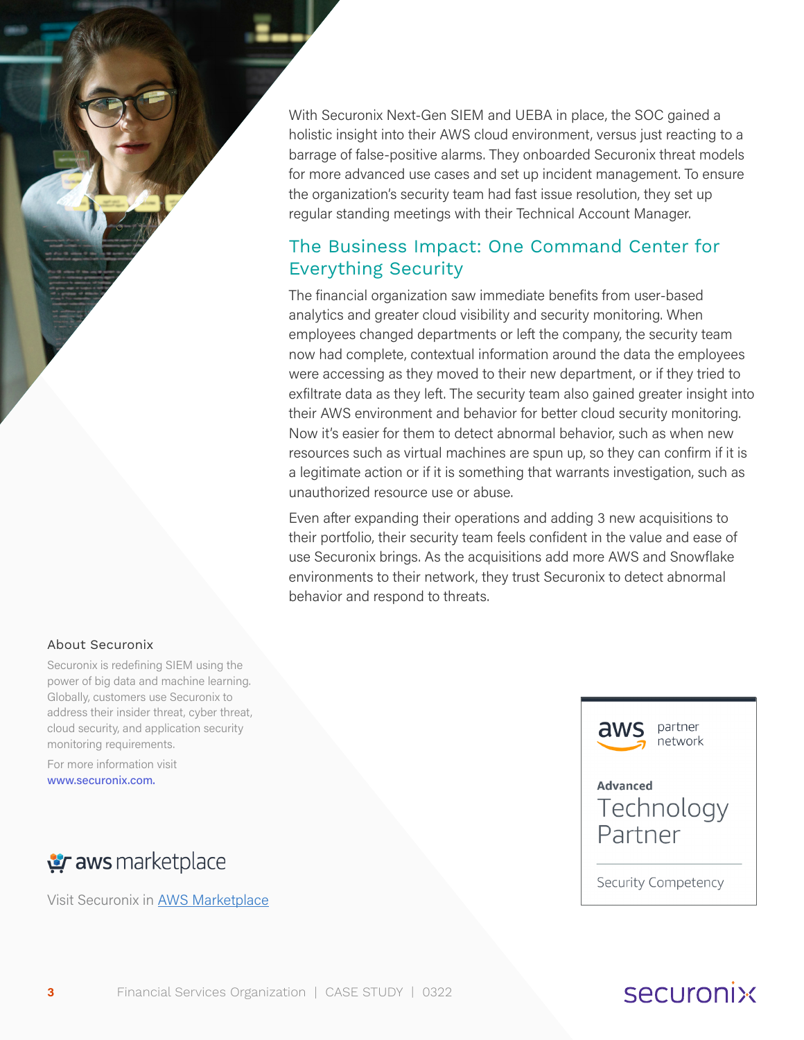With Securonix Next-Gen SIEM and UEBA in place, the SOC gained a holistic insight into their AWS cloud environment, versus just reacting to a barrage of false-positive alarms. They onboarded Securonix threat models for more advanced use cases and set up incident management. To ensure the organization's security team had fast issue resolution, they set up regular standing meetings with their Technical Account Manager.

## The Business Impact: One Command Center for Everything Security

The financial organization saw immediate benefits from user-based analytics and greater cloud visibility and security monitoring. When employees changed departments or left the company, the security team now had complete, contextual information around the data the employees were accessing as they moved to their new department, or if they tried to exfiltrate data as they left. The security team also gained greater insight into their AWS environment and behavior for better cloud security monitoring. Now it's easier for them to detect abnormal behavior, such as when new resources such as virtual machines are spun up, so they can confirm if it is a legitimate action or if it is something that warrants investigation, such as unauthorized resource use or abuse.

Even after expanding their operations and adding 3 new acquisitions to their portfolio, their security team feels confident in the value and ease of use Securonix brings. As the acquisitions add more AWS and Snowflake environments to their network, they trust Securonix to detect abnormal behavior and respond to threats.

### About Securonix

Securonix is redefining SIEM using the power of big data and machine learning. Globally, customers use Securonix to address their insider threat, cyber threat, cloud security, and application security monitoring requirements.

For more information visit www.securonix.com.

aws marketplace

Visit Securonix in AWS Marketplace

aws partner network

**Advanced**

Technology Partner

Security Competency